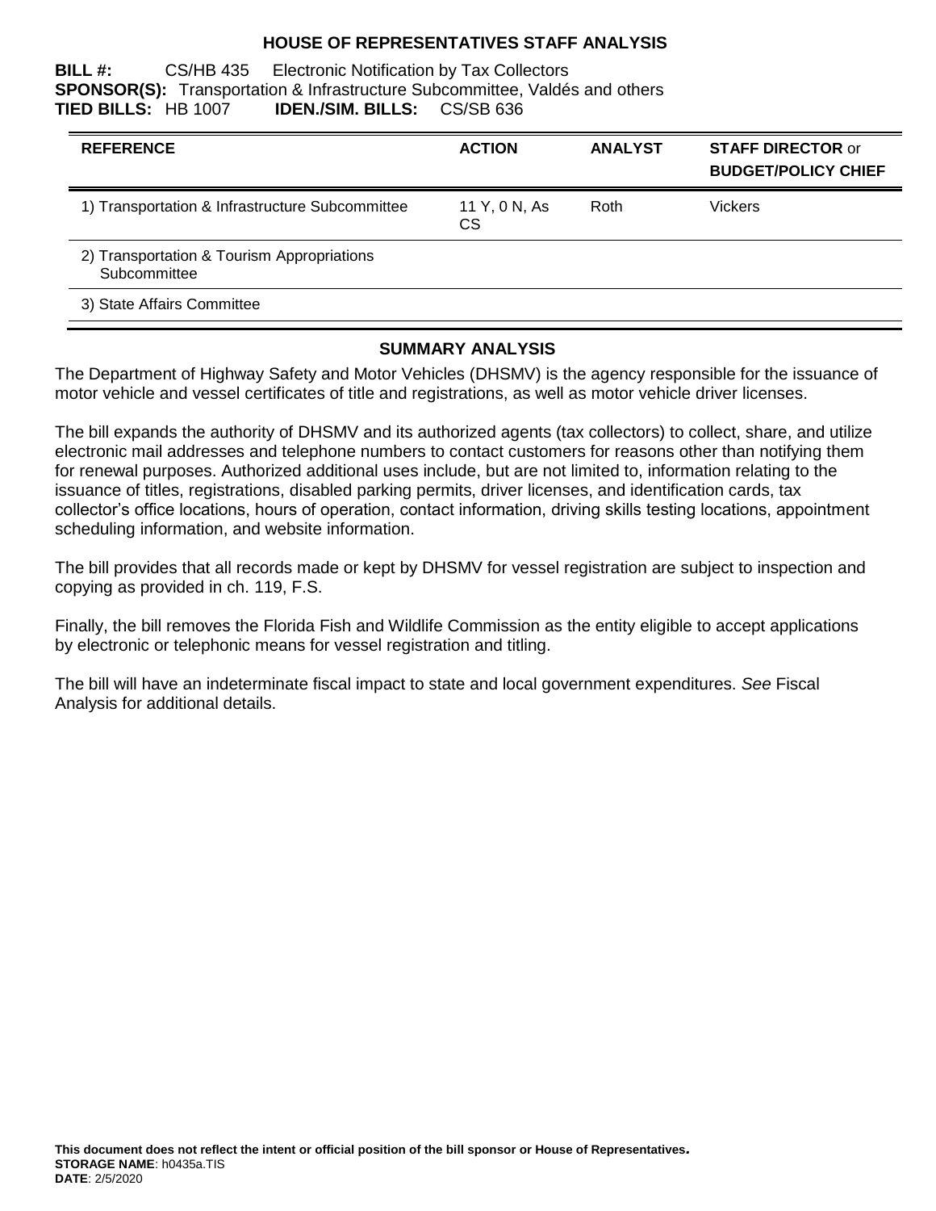# HOUSE OF REPRESENTATIVES STAFF ANALYSIS

**BILL #:** CS/HB 435 Electronic Notification by Tax Collectors
**SPONSOR(S):** Transportation & Infrastructure Subcommittee, Valdés and others
**TIED BILLS:** HB 1007 **IDEN./SIM. BILLS:** CS/SB 636

| REFERENCE | ACTION | ANALYST | STAFF DIRECTOR or BUDGET/POLICY CHIEF |
|---|---|---|---|
| 1) Transportation & Infrastructure Subcommittee | 11 Y, 0 N, As CS | Roth | Vickers |
| 2) Transportation & Tourism Appropriations Subcommittee | | | |
| 3) State Affairs Committee | | | |

## SUMMARY ANALYSIS

The Department of Highway Safety and Motor Vehicles (DHSMV) is the agency responsible for the issuance of motor vehicle and vessel certificates of title and registrations, as well as motor vehicle driver licenses.

The bill expands the authority of DHSMV and its authorized agents (tax collectors) to collect, share, and utilize electronic mail addresses and telephone numbers to contact customers for reasons other than notifying them for renewal purposes. Authorized additional uses include, but are not limited to, information relating to the issuance of titles, registrations, disabled parking permits, driver licenses, and identification cards, tax collector's office locations, hours of operation, contact information, driving skills testing locations, appointment scheduling information, and website information.

The bill provides that all records made or kept by DHSMV for vessel registration are subject to inspection and copying as provided in ch. 119, F.S.

Finally, the bill removes the Florida Fish and Wildlife Commission as the entity eligible to accept applications by electronic or telephonic means for vessel registration and titling.

The bill will have an indeterminate fiscal impact to state and local government expenditures. *See* Fiscal Analysis for additional details.

**This document does not reflect the intent or official position of the bill sponsor or House of Representatives.**
**STORAGE NAME**: h0435a.TIS
**DATE**: 2/5/2020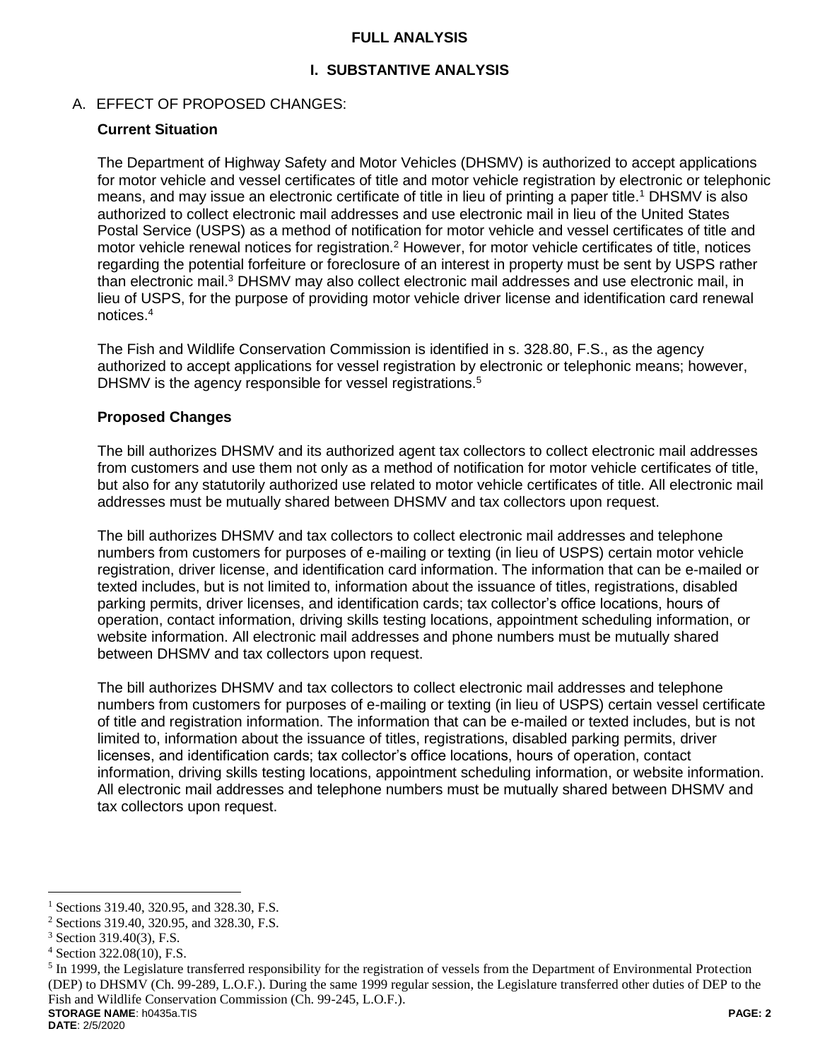**FULL ANALYSIS**

# I. SUBSTANTIVE ANALYSIS

## A. EFFECT OF PROPOSED CHANGES:

### Current Situation

The Department of Highway Safety and Motor Vehicles (DHSMV) is authorized to accept applications for motor vehicle and vessel certificates of title and motor vehicle registration by electronic or telephonic means, and may issue an electronic certificate of title in lieu of printing a paper title.[1] DHSMV is also authorized to collect electronic mail addresses and use electronic mail in lieu of the United States Postal Service (USPS) as a method of notification for motor vehicle and vessel certificates of title and motor vehicle renewal notices for registration.[2] However, for motor vehicle certificates of title, notices regarding the potential forfeiture or foreclosure of an interest in property must be sent by USPS rather than electronic mail.[3] DHSMV may also collect electronic mail addresses and use electronic mail, in lieu of USPS, for the purpose of providing motor vehicle driver license and identification card renewal notices.[4]

The Fish and Wildlife Conservation Commission is identified in s. 328.80, F.S., as the agency authorized to accept applications for vessel registration by electronic or telephonic means; however, DHSMV is the agency responsible for vessel registrations.[5]

### Proposed Changes

The bill authorizes DHSMV and its authorized agent tax collectors to collect electronic mail addresses from customers and use them not only as a method of notification for motor vehicle certificates of title, but also for any statutorily authorized use related to motor vehicle certificates of title. All electronic mail addresses must be mutually shared between DHSMV and tax collectors upon request.

The bill authorizes DHSMV and tax collectors to collect electronic mail addresses and telephone numbers from customers for purposes of e-mailing or texting (in lieu of USPS) certain motor vehicle registration, driver license, and identification card information. The information that can be e-mailed or texted includes, but is not limited to, information about the issuance of titles, registrations, disabled parking permits, driver licenses, and identification cards; tax collector's office locations, hours of operation, contact information, driving skills testing locations, appointment scheduling information, or website information. All electronic mail addresses and phone numbers must be mutually shared between DHSMV and tax collectors upon request.

The bill authorizes DHSMV and tax collectors to collect electronic mail addresses and telephone numbers from customers for purposes of e-mailing or texting (in lieu of USPS) certain vessel certificate of title and registration information. The information that can be e-mailed or texted includes, but is not limited to, information about the issuance of titles, registrations, disabled parking permits, driver licenses, and identification cards; tax collector's office locations, hours of operation, contact information, driving skills testing locations, appointment scheduling information, or website information. All electronic mail addresses and telephone numbers must be mutually shared between DHSMV and tax collectors upon request.

---

[1] Sections 319.40, 320.95, and 328.30, F.S.

[2] Sections 319.40, 320.95, and 328.30, F.S.

[3] Section 319.40(3), F.S.

[4] Section 322.08(10), F.S.

[5] In 1999, the Legislature transferred responsibility for the registration of vessels from the Department of Environmental Protection (DEP) to DHSMV (Ch. 99-289, L.O.F.). During the same 1999 regular session, the Legislature transferred other duties of DEP to the Fish and Wildlife Conservation Commission (Ch. 99-245, L.O.F.).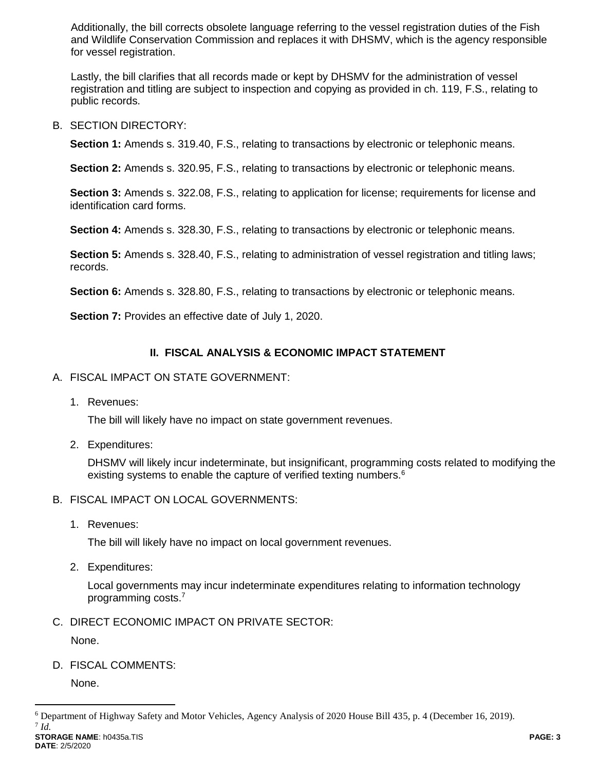Additionally, the bill corrects obsolete language referring to the vessel registration duties of the Fish and Wildlife Conservation Commission and replaces it with DHSMV, which is the agency responsible for vessel registration.

Lastly, the bill clarifies that all records made or kept by DHSMV for the administration of vessel registration and titling are subject to inspection and copying as provided in ch. 119, F.S., relating to public records.

B. SECTION DIRECTORY:

**Section 1:** Amends s. 319.40, F.S., relating to transactions by electronic or telephonic means.

**Section 2:** Amends s. 320.95, F.S., relating to transactions by electronic or telephonic means.

**Section 3:** Amends s. 322.08, F.S., relating to application for license; requirements for license and identification card forms.

**Section 4:** Amends s. 328.30, F.S., relating to transactions by electronic or telephonic means.

**Section 5:** Amends s. 328.40, F.S., relating to administration of vessel registration and titling laws; records.

**Section 6:** Amends s. 328.80, F.S., relating to transactions by electronic or telephonic means.

**Section 7:** Provides an effective date of July 1, 2020.

## II. FISCAL ANALYSIS & ECONOMIC IMPACT STATEMENT

A. FISCAL IMPACT ON STATE GOVERNMENT:

1. Revenues:

   The bill will likely have no impact on state government revenues.

2. Expenditures:

   DHSMV will likely incur indeterminate, but insignificant, programming costs related to modifying the existing systems to enable the capture of verified texting numbers.[6]

B. FISCAL IMPACT ON LOCAL GOVERNMENTS:

1. Revenues:

   The bill will likely have no impact on local government revenues.

2. Expenditures:

   Local governments may incur indeterminate expenditures relating to information technology programming costs.[7]

C. DIRECT ECONOMIC IMPACT ON PRIVATE SECTOR:

None.

D. FISCAL COMMENTS:

None.

---

[6] Department of Highway Safety and Motor Vehicles, Agency Analysis of 2020 House Bill 435, p. 4 (December 16, 2019).

[7] *Id.*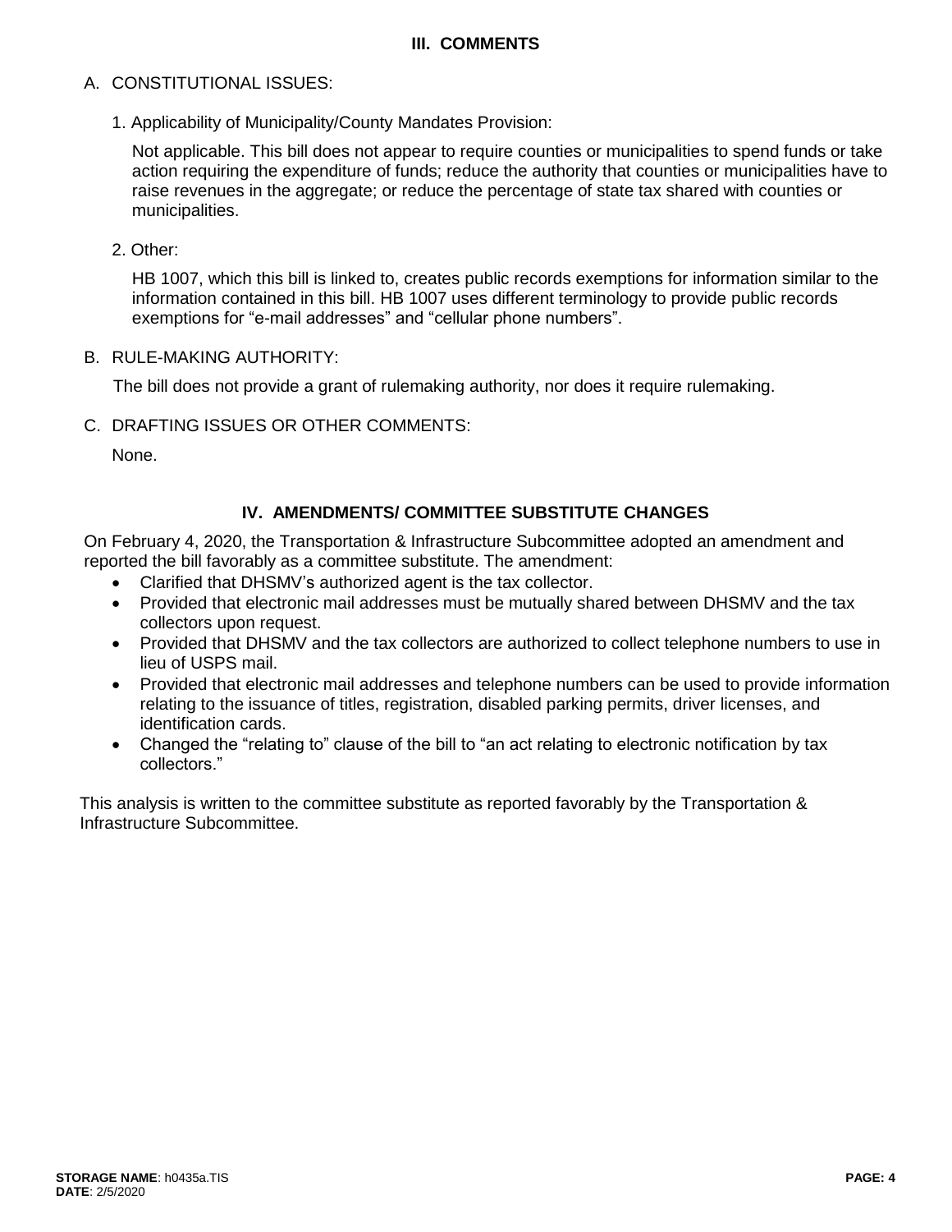## III. COMMENTS

A. CONSTITUTIONAL ISSUES:

1. Applicability of Municipality/County Mandates Provision:

Not applicable. This bill does not appear to require counties or municipalities to spend funds or take action requiring the expenditure of funds; reduce the authority that counties or municipalities have to raise revenues in the aggregate; or reduce the percentage of state tax shared with counties or municipalities.

2. Other:

HB 1007, which this bill is linked to, creates public records exemptions for information similar to the information contained in this bill. HB 1007 uses different terminology to provide public records exemptions for "e-mail addresses" and "cellular phone numbers".

B. RULE-MAKING AUTHORITY:

The bill does not provide a grant of rulemaking authority, nor does it require rulemaking.

C. DRAFTING ISSUES OR OTHER COMMENTS:

None.

## IV. AMENDMENTS/ COMMITTEE SUBSTITUTE CHANGES

On February 4, 2020, the Transportation & Infrastructure Subcommittee adopted an amendment and reported the bill favorably as a committee substitute. The amendment:

- Clarified that DHSMV's authorized agent is the tax collector.
- Provided that electronic mail addresses must be mutually shared between DHSMV and the tax collectors upon request.
- Provided that DHSMV and the tax collectors are authorized to collect telephone numbers to use in lieu of USPS mail.
- Provided that electronic mail addresses and telephone numbers can be used to provide information relating to the issuance of titles, registration, disabled parking permits, driver licenses, and identification cards.
- Changed the "relating to" clause of the bill to "an act relating to electronic notification by tax collectors."

This analysis is written to the committee substitute as reported favorably by the Transportation & Infrastructure Subcommittee.